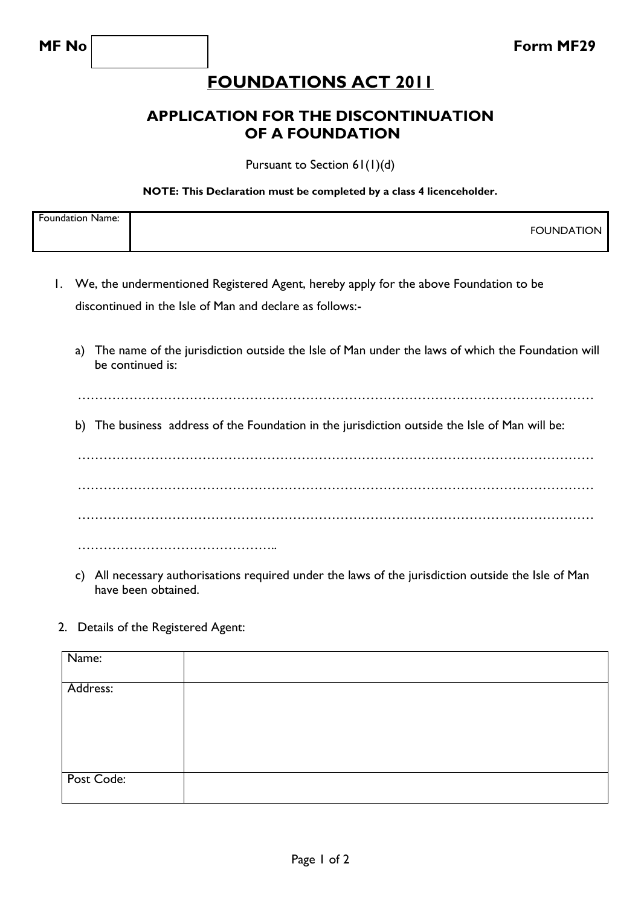| MF No | | Form MF29 |
|---|---|---|

# FOUNDATIONS ACT 2011

## APPLICATION FOR THE DISCONTINUATION OF A FOUNDATION

Pursuant to Section 61(1)(d)

**NOTE: This Declaration must be completed by a class 4 licenceholder.**

| Foundation Name: | FOUNDATION |
|---|---|

1. We, the undermentioned Registered Agent, hereby apply for the above Foundation to be discontinued in the Isle of Man and declare as follows:-

   a) The name of the jurisdiction outside the Isle of Man under the laws of which the Foundation will be continued is:

   ………………………………………………………………………………………………………

   b) The business address of the Foundation in the jurisdiction outside the Isle of Man will be:

   ………………………………………………………………………………………………………

   ………………………………………………………………………………………………………

   ………………………………………………………………………………………………………

   ………………………………………..

   c) All necessary authorisations required under the laws of the jurisdiction outside the Isle of Man have been obtained.

2. Details of the Registered Agent:

| Name: | |
|---|---|
| Address: | |
| Post Code: | |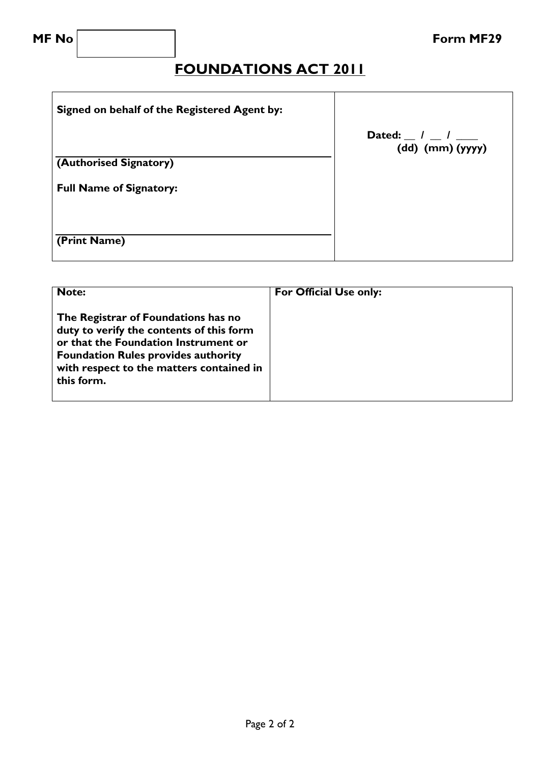**MF No** | | **Form MF29**

# FOUNDATIONS ACT 2011

| | |
|---|---|
| **Signed on behalf of the Registered Agent by:**<br><br>\_\_\_\_\_\_\_\_\_\_\_\_\_\_\_\_\_\_\_\_\_\_\_\_\_\_\_\_\_\_<br>**(Authorised Signatory)**<br><br>**Full Name of Signatory:**<br><br>\_\_\_\_\_\_\_\_\_\_\_\_\_\_\_\_\_\_\_\_\_\_\_\_\_\_\_\_\_\_<br>**(Print Name)** | **Dated: __ / __ / ____**<br>**(dd) (mm) (yyyy)** |

| **Note:** | **For Official Use only:** |
|---|---|
| **The Registrar of Foundations has no duty to verify the contents of this form or that the Foundation Instrument or Foundation Rules provides authority with respect to the matters contained in this form.** | |